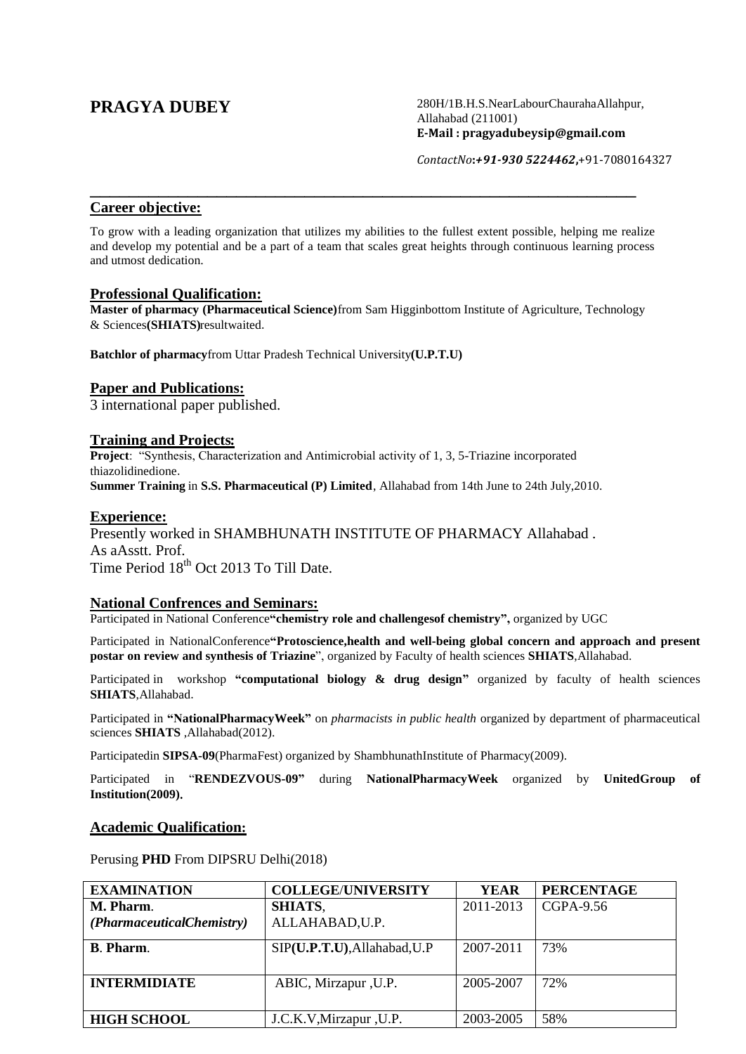# PRAGYA DUBEY

280H/1B.H.S.NearLabourChaurahaAllahpur,
Allahabad (211001)
**E-Mail : pragyadubeysip@gmail.com**

*ContactNo*:***+91-930 5224462***,+91-7080164327

---

## Career objective:

To grow with a leading organization that utilizes my abilities to the fullest extent possible, helping me realize and develop my potential and be a part of a team that scales great heights through continuous learning process and utmost dedication.

## Professional Qualification:

**Master of pharmacy (Pharmaceutical Science)**from Sam Higginbottom Institute of Agriculture, Technology & Sciences**(SHIATS)**resultwaited.

**Batchlor of pharmacy**from Uttar Pradesh Technical University**(U.P.T.U)**

## Paper and Publications:

3 international paper published.

## Training and Projects:

**Project**: "Synthesis, Characterization and Antimicrobial activity of 1, 3, 5-Triazine incorporated thiazolidinedione.

**Summer Training** in **S.S. Pharmaceutical (P) Limited**, Allahabad from 14th June to 24th July,2010.

## Experience:

Presently worked in SHAMBHUNATH INSTITUTE OF PHARMACY Allahabad .
As aAsstt. Prof.
Time Period 18th Oct 2013 To Till Date.

## National Confrences and Seminars:

Participated in National Conference**"chemistry role and challengesof chemistry",** organized by UGC

Participated in NationalConference**"Protoscience,health and well-being global concern and approach and present postar on review and synthesis of Triazine**", organized by Faculty of health sciences **SHIATS**,Allahabad.

Participated in workshop **"computational biology & drug design"** organized by faculty of health sciences **SHIATS**,Allahabad.

Participated in **"NationalPharmacyWeek"** on *pharmacists in public health* organized by department of pharmaceutical sciences **SHIATS** ,Allahabad(2012).

Participatedin **SIPSA-09**(PharmaFest) organized by ShambhunathInstitute of Pharmacy(2009).

Participated in "**RENDEZVOUS-09"** during **NationalPharmacyWeek** organized by **UnitedGroup of Institution(2009).**

## Academic Qualification:

Perusing **PHD** From DIPSRU Delhi(2018)

| EXAMINATION | COLLEGE/UNIVERSITY | YEAR | PERCENTAGE |
|---|---|---|---|
| **M. Pharm**. *(PharmaceuticalChemistry)* | **SHIATS**, ALLAHABAD,U.P. | 2011-2013 | CGPA-9.56 |
| **B**. **Pharm**. | SIP**(U.P.T.U)**,Allahabad,U.P | 2007-2011 | 73% |
| **INTERMIDIATE** | ABIC, Mirzapur ,U.P. | 2005-2007 | 72% |
| **HIGH SCHOOL** | J.C.K.V,Mirzapur ,U.P. | 2003-2005 | 58% |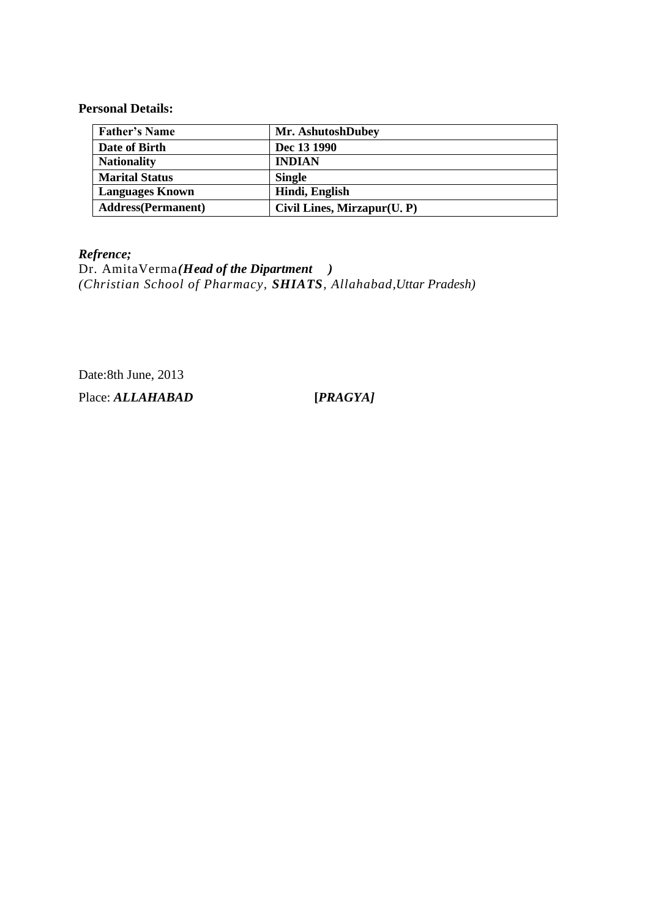**Personal Details:**

| | |
|---|---|
| **Father's Name** | **Mr. AshutoshDubey** |
| **Date of Birth** | **Dec 13 1990** |
| **Nationality** | **INDIAN** |
| **Marital Status** | **Single** |
| **Languages Known** | **Hindi, English** |
| **Address(Permanent)** | **Civil Lines, Mirzapur(U. P)** |

***Refrence;***

Dr. AmitaVerma***(Head of the Dipartment )***
*(Christian School of Pharmacy, **SHIATS**, Allahabad,Uttar Pradesh)*

Date:8th June, 2013

Place: ***ALLAHABAD*** **[*PRAGYA]***